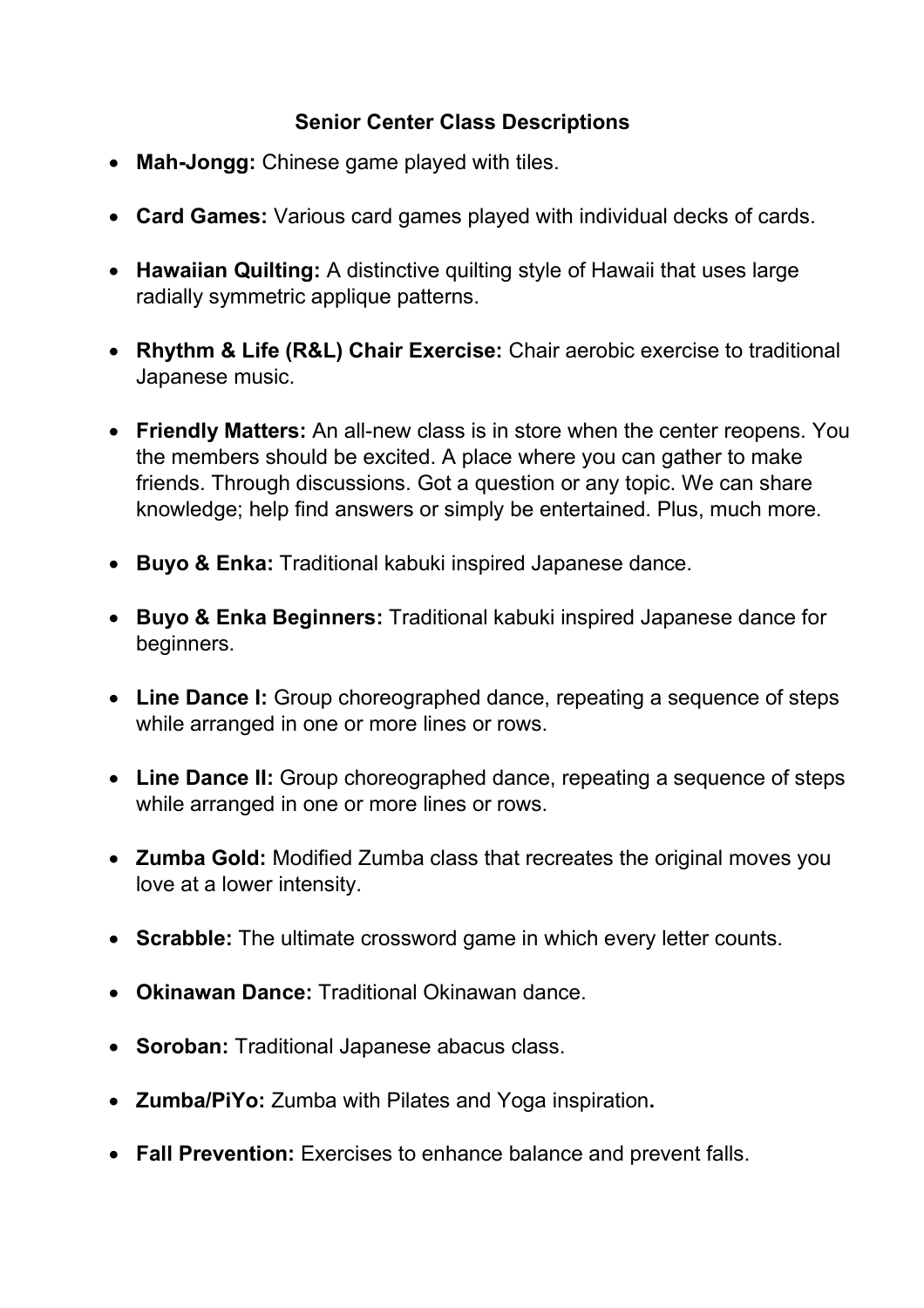## Senior Center Class Descriptions

- **Mah-Jongg:** Chinese game played with tiles.
- **Card Games:** Various card games played with individual decks of cards.
- **Hawaiian Quilting:** A distinctive quilting style of Hawaii that uses large radially symmetric applique patterns.
- **Rhythm & Life (R&L) Chair Exercise:** Chair aerobic exercise to traditional Japanese music.
- **Friendly Matters:** An all-new class is in store when the center reopens. You the members should be excited. A place where you can gather to make friends. Through discussions. Got a question or any topic. We can share knowledge; help find answers or simply be entertained. Plus, much more.
- **Buyo & Enka:** Traditional kabuki inspired Japanese dance.
- **Buyo & Enka Beginners:** Traditional kabuki inspired Japanese dance for beginners.
- **Line Dance I:** Group choreographed dance, repeating a sequence of steps while arranged in one or more lines or rows.
- **Line Dance II:** Group choreographed dance, repeating a sequence of steps while arranged in one or more lines or rows.
- **Zumba Gold:** Modified Zumba class that recreates the original moves you love at a lower intensity.
- **Scrabble:** The ultimate crossword game in which every letter counts.
- **Okinawan Dance:** Traditional Okinawan dance.
- **Soroban:** Traditional Japanese abacus class.
- **Zumba/PiYo:** Zumba with Pilates and Yoga inspiration**.**
- **Fall Prevention:** Exercises to enhance balance and prevent falls.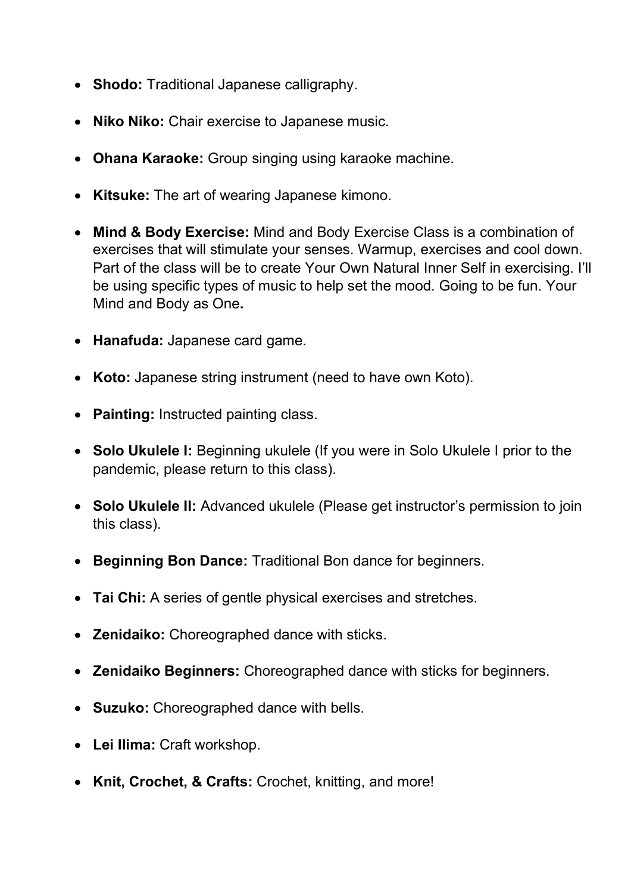- **Shodo:** Traditional Japanese calligraphy.
- **Niko Niko:** Chair exercise to Japanese music.
- **Ohana Karaoke:** Group singing using karaoke machine.
- **Kitsuke:** The art of wearing Japanese kimono.
- **Mind & Body Exercise:** Mind and Body Exercise Class is a combination of exercises that will stimulate your senses. Warmup, exercises and cool down. Part of the class will be to create Your Own Natural Inner Self in exercising. I'll be using specific types of music to help set the mood. Going to be fun. Your Mind and Body as One**.**
- **Hanafuda:** Japanese card game.
- **Koto:** Japanese string instrument (need to have own Koto).
- **Painting:** Instructed painting class.
- **Solo Ukulele I:** Beginning ukulele (If you were in Solo Ukulele I prior to the pandemic, please return to this class).
- **Solo Ukulele II:** Advanced ukulele (Please get instructor's permission to join this class).
- **Beginning Bon Dance:** Traditional Bon dance for beginners.
- **Tai Chi:** A series of gentle physical exercises and stretches.
- **Zenidaiko:** Choreographed dance with sticks.
- **Zenidaiko Beginners:** Choreographed dance with sticks for beginners.
- **Suzuko:** Choreographed dance with bells.
- **Lei Ilima:** Craft workshop.
- **Knit, Crochet, & Crafts:** Crochet, knitting, and more!